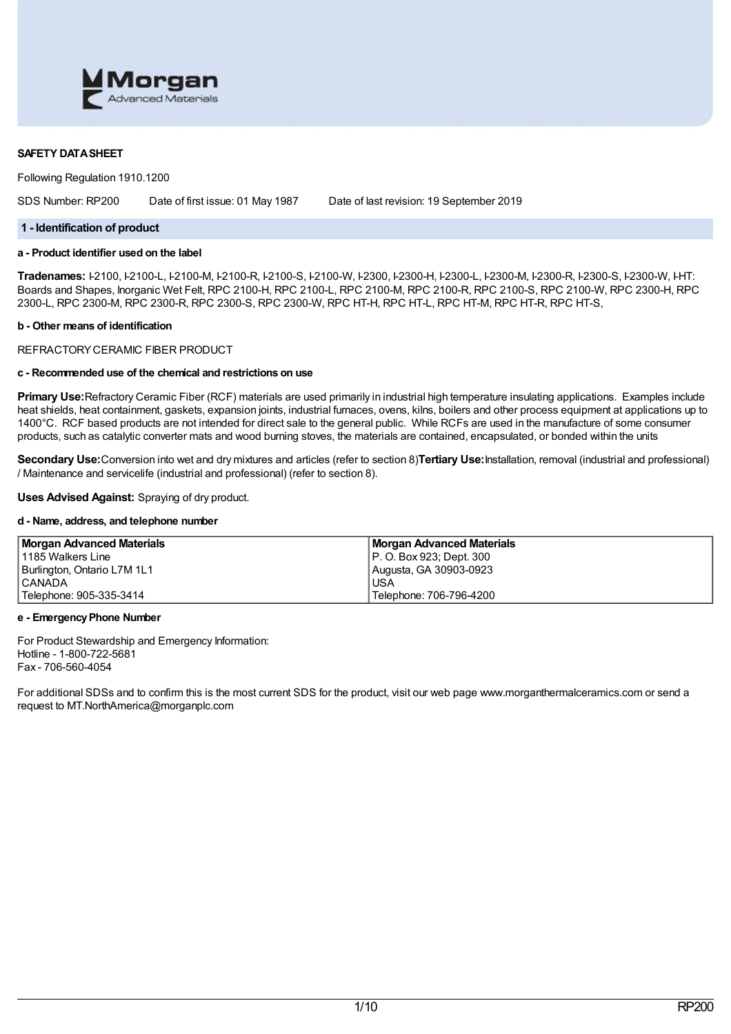**SAFETY DATA SHEET**

Following Regulation 1910.1200

SDS Number: RP200 Date of first issue: 01 May 1987 Date of last revision: 19 September 2019

## 1 - Identification of product

#### a - Product identifier used on the label

**Tradenames:** I-2100, I-2100-L, I-2100-M, I-2100-R, I-2100-S, I-2100-W, I-2300, I-2300-H, I-2300-L, I-2300-M, I-2300-R, I-2300-S, I-2300-W, I-HT: Boards and Shapes, Inorganic Wet Felt, RPC 2100-H, RPC 2100-L, RPC 2100-M, RPC 2100-R, RPC 2100-S, RPC 2100-W, RPC 2300-H, RPC 2300-L, RPC 2300-M, RPC 2300-R, RPC 2300-S, RPC 2300-W, RPC HT-H, RPC HT-L, RPC HT-M, RPC HT-R, RPC HT-S,

#### b - Other means of identification

REFRACTORY CERAMIC FIBER PRODUCT

#### c - Recommended use of the chemical and restrictions on use

**Primary Use:** Refractory Ceramic Fiber (RCF) materials are used primarily in industrial high temperature insulating applications. Examples include heat shields, heat containment, gaskets, expansion joints, industrial furnaces, ovens, kilns, boilers and other process equipment at applications up to 1400°C. RCF based products are not intended for direct sale to the general public. While RCFs are used in the manufacture of some consumer products, such as catalytic converter mats and wood burning stoves, the materials are contained, encapsulated, or bonded within the units

**Secondary Use:** Conversion into wet and dry mixtures and articles (refer to section 8) **Tertiary Use:** Installation, removal (industrial and professional) / Maintenance and servicelife (industrial and professional) (refer to section 8).

**Uses Advised Against:** Spraying of dry product.

#### d - Name, address, and telephone number

| | |
|---|---|
| **Morgan Advanced Materials**<br>1185 Walkers Line<br>Burlington, Ontario L7M 1L1<br>CANADA<br>Telephone: 905-335-3414 | **Morgan Advanced Materials**<br>P. O. Box 923; Dept. 300<br>Augusta, GA 30903-0923<br>USA<br>Telephone: 706-796-4200 |

#### e - Emergency Phone Number

For Product Stewardship and Emergency Information:
Hotline - 1-800-722-5681
Fax - 706-560-4054

For additional SDSs and to confirm this is the most current SDS for the product, visit our web page www.morganthermalceramics.com or send a request to MT.NorthAmerica@morganplc.com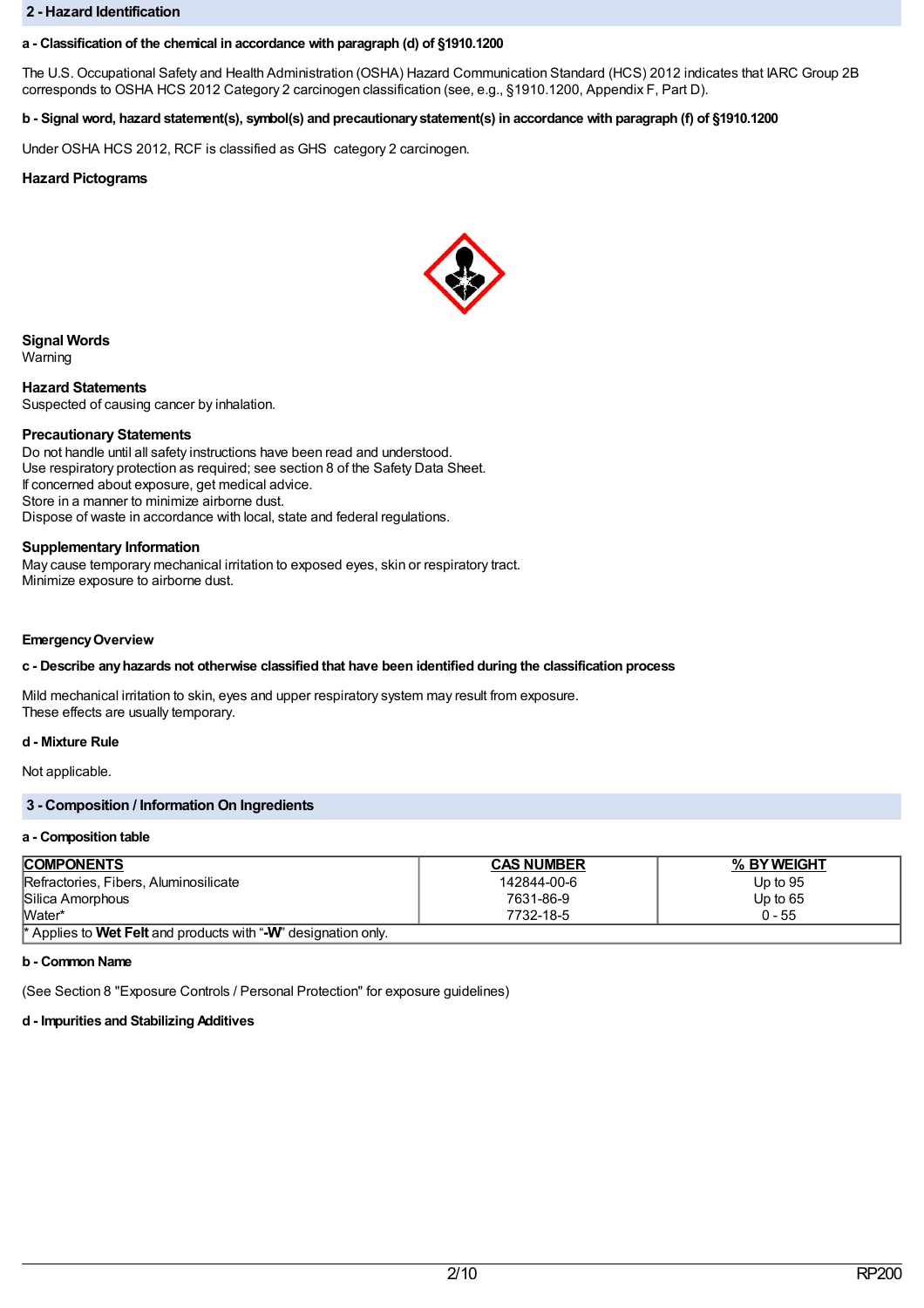## 2 - Hazard Identification

**a - Classification of the chemical in accordance with paragraph (d) of §1910.1200**

The U.S. Occupational Safety and Health Administration (OSHA) Hazard Communication Standard (HCS) 2012 indicates that IARC Group 2B corresponds to OSHA HCS 2012 Category 2 carcinogen classification (see, e.g., §1910.1200, Appendix F, Part D).

**b - Signal word, hazard statement(s), symbol(s) and precautionary statement(s) in accordance with paragraph (f) of §1910.1200**

Under OSHA HCS 2012, RCF is classified as GHS category 2 carcinogen.

**Hazard Pictograms**

**Signal Words**
Warning

**Hazard Statements**
Suspected of causing cancer by inhalation.

**Precautionary Statements**
Do not handle until all safety instructions have been read and understood.
Use respiratory protection as required; see section 8 of the Safety Data Sheet.
If concerned about exposure, get medical advice.
Store in a manner to minimize airborne dust.
Dispose of waste in accordance with local, state and federal regulations.

**Supplementary Information**
May cause temporary mechanical irritation to exposed eyes, skin or respiratory tract.
Minimize exposure to airborne dust.

**Emergency Overview**

**c - Describe any hazards not otherwise classified that have been identified during the classification process**

Mild mechanical irritation to skin, eyes and upper respiratory system may result from exposure.
These effects are usually temporary.

**d - Mixture Rule**

Not applicable.

## 3 - Composition / Information On Ingredients

**a - Composition table**

| COMPONENTS | CAS NUMBER | % BY WEIGHT |
|---|---|---|
| Refractories, Fibers, Aluminosilicate | 142844-00-6 | Up to 95 |
| Silica Amorphous | 7631-86-9 | Up to 65 |
| Water* | 7732-18-5 | 0 - 55 |
| * Applies to **Wet Felt** and products with "**-W**" designation only. | | |

**b - Common Name**

(See Section 8 "Exposure Controls / Personal Protection" for exposure guidelines)

**d - Impurities and Stabilizing Additives**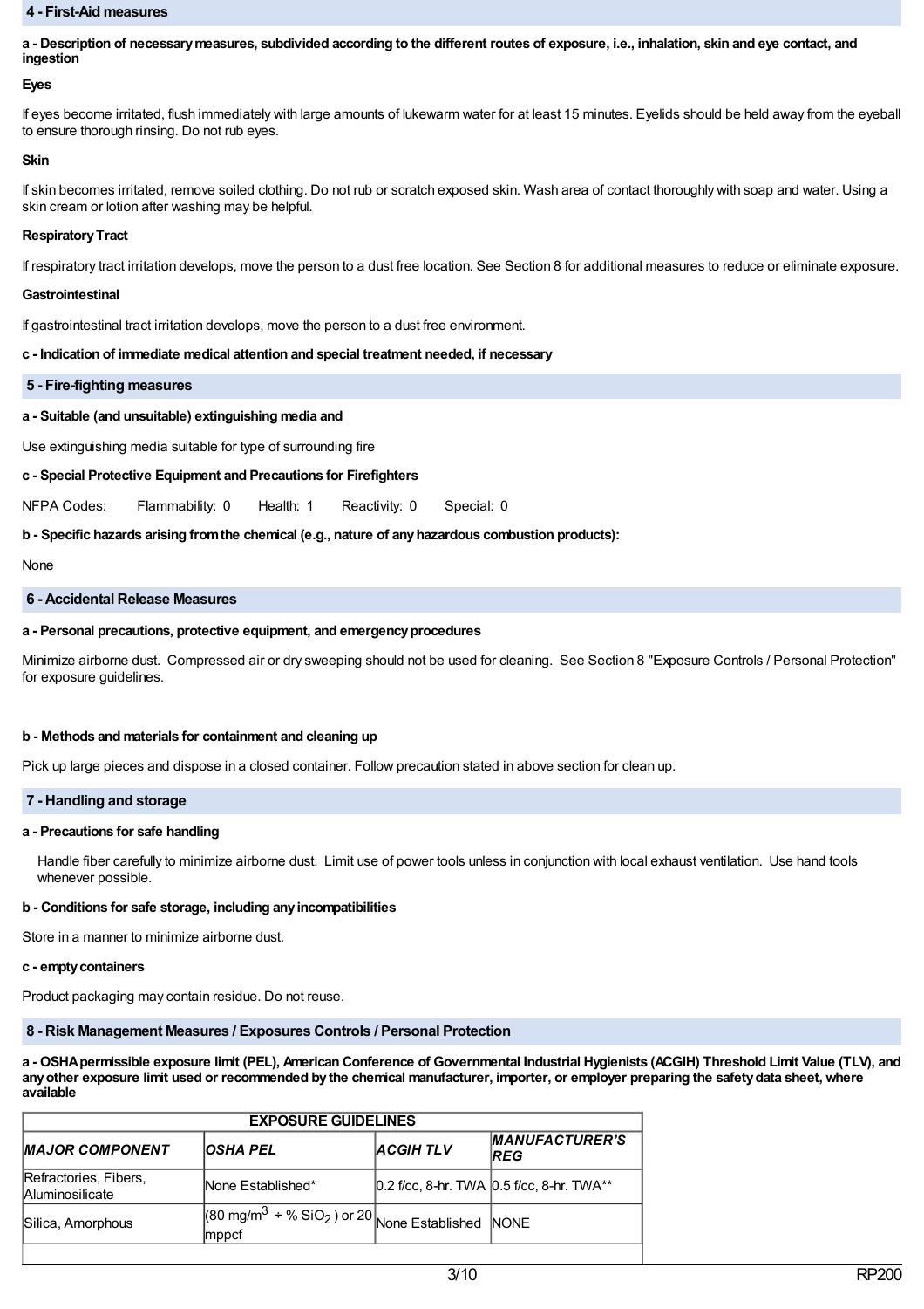## 4 - First-Aid measures

**a - Description of necessary measures, subdivided according to the different routes of exposure, i.e., inhalation, skin and eye contact, and ingestion**

**Eyes**

If eyes become irritated, flush immediately with large amounts of lukewarm water for at least 15 minutes. Eyelids should be held away from the eyeball to ensure thorough rinsing. Do not rub eyes.

**Skin**

If skin becomes irritated, remove soiled clothing. Do not rub or scratch exposed skin. Wash area of contact thoroughly with soap and water. Using a skin cream or lotion after washing may be helpful.

**Respiratory Tract**

If respiratory tract irritation develops, move the person to a dust free location. See Section 8 for additional measures to reduce or eliminate exposure.

**Gastrointestinal**

If gastrointestinal tract irritation develops, move the person to a dust free environment.

**c - Indication of immediate medical attention and special treatment needed, if necessary**

## 5 - Fire-fighting measures

**a - Suitable (and unsuitable) extinguishing media and**

Use extinguishing media suitable for type of surrounding fire

**c - Special Protective Equipment and Precautions for Firefighters**

NFPA Codes: Flammability: 0 Health: 1 Reactivity: 0 Special: 0

**b - Specific hazards arising from the chemical (e.g., nature of any hazardous combustion products):**

None

## 6 - Accidental Release Measures

**a - Personal precautions, protective equipment, and emergency procedures**

Minimize airborne dust. Compressed air or dry sweeping should not be used for cleaning. See Section 8 "Exposure Controls / Personal Protection" for exposure guidelines.

**b - Methods and materials for containment and cleaning up**

Pick up large pieces and dispose in a closed container. Follow precaution stated in above section for clean up.

## 7 - Handling and storage

**a - Precautions for safe handling**

Handle fiber carefully to minimize airborne dust. Limit use of power tools unless in conjunction with local exhaust ventilation. Use hand tools whenever possible.

**b - Conditions for safe storage, including any incompatibilities**

Store in a manner to minimize airborne dust.

**c - empty containers**

Product packaging may contain residue. Do not reuse.

## 8 - Risk Management Measures / Exposures Controls / Personal Protection

**a - OSHA permissible exposure limit (PEL), American Conference of Governmental Industrial Hygienists (ACGIH) Threshold Limit Value (TLV), and any other exposure limit used or recommended by the chemical manufacturer, importer, or employer preparing the safety data sheet, where available**

| EXPOSURE GUIDELINES | | | |
|---|---|---|---|
| ***MAJOR COMPONENT*** | ***OSHA PEL*** | ***ACGIH TLV*** | ***MANUFACTURER'S REG*** |
| Refractories, Fibers, Aluminosilicate | None Established* | 0.2 f/cc, 8-hr. TWA | 0.5 f/cc, 8-hr. TWA** |
| Silica, Amorphous | (80 mg/m$^3$ ÷ % $SiO_2$ ) or 20 mppcf | None Established | NONE |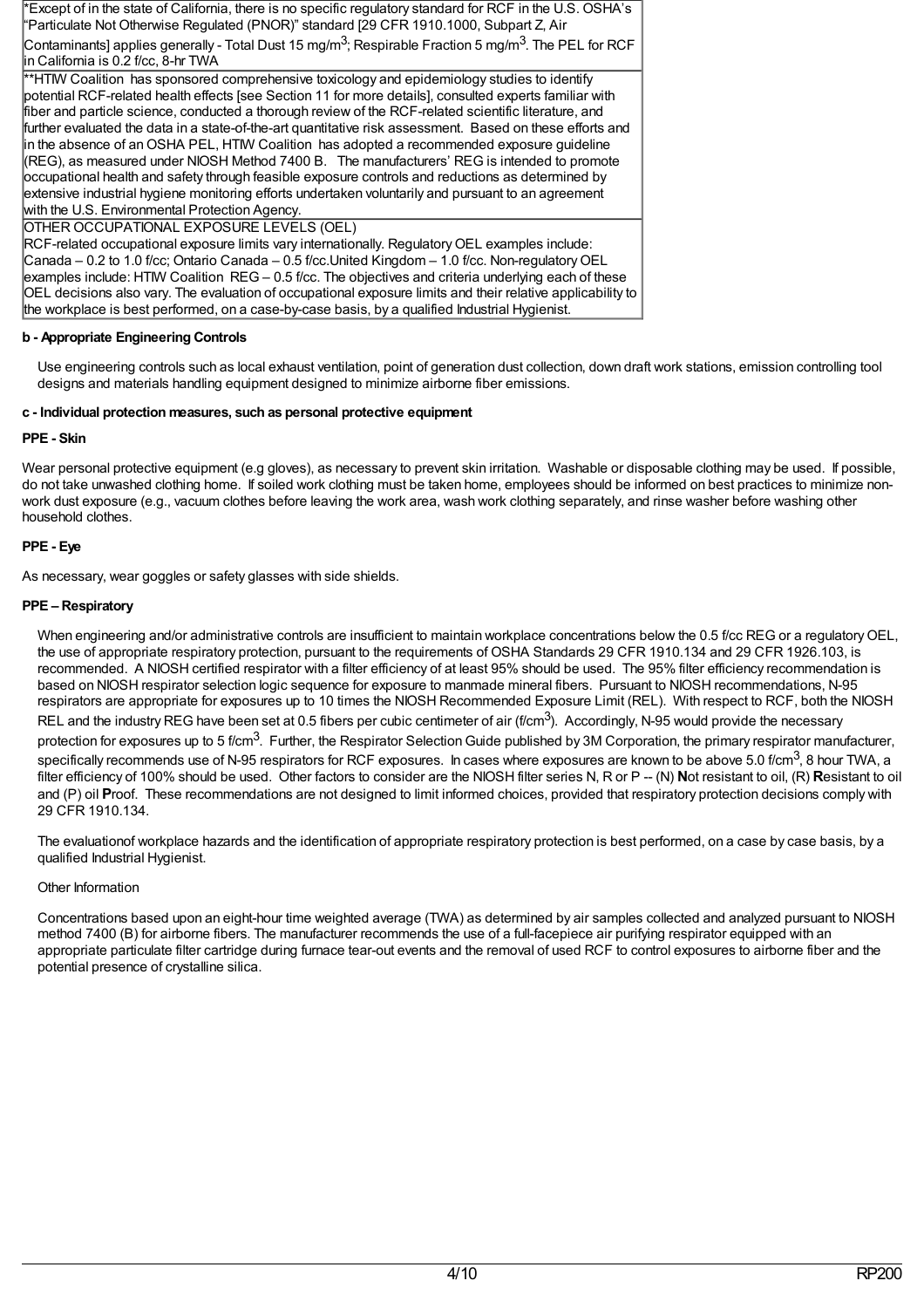| |
|---|
| *Except of in the state of California, there is no specific regulatory standard for RCF in the U.S. OSHA's "Particulate Not Otherwise Regulated (PNOR)" standard [29 CFR 1910.1000, Subpart Z, Air Contaminants] applies generally - Total Dust 15 mg/m$^3$; Respirable Fraction 5 mg/m$^3$. The PEL for RCF in California is 0.2 f/cc, 8-hr TWA |
| **HTIW Coalition has sponsored comprehensive toxicology and epidemiology studies to identify potential RCF-related health effects [see Section 11 for more details], consulted experts familiar with fiber and particle science, conducted a thorough review of the RCF-related scientific literature, and further evaluated the data in a state-of-the-art quantitative risk assessment. Based on these efforts and in the absence of an OSHA PEL, HTIW Coalition has adopted a recommended exposure guideline (REG), as measured under NIOSH Method 7400 B. The manufacturers' REG is intended to promote occupational health and safety through feasible exposure controls and reductions as determined by extensive industrial hygiene monitoring efforts undertaken voluntarily and pursuant to an agreement with the U.S. Environmental Protection Agency. |
| OTHER OCCUPATIONAL EXPOSURE LEVELS (OEL)<br>RCF-related occupational exposure limits vary internationally. Regulatory OEL examples include: Canada – 0.2 to 1.0 f/cc; Ontario Canada – 0.5 f/cc.United Kingdom – 1.0 f/cc. Non-regulatory OEL examples include: HTIW Coalition REG – 0.5 f/cc. The objectives and criteria underlying each of these OEL decisions also vary. The evaluation of occupational exposure limits and their relative applicability to the workplace is best performed, on a case-by-case basis, by a qualified Industrial Hygienist. |

**b - Appropriate Engineering Controls**

Use engineering controls such as local exhaust ventilation, point of generation dust collection, down draft work stations, emission controlling tool designs and materials handling equipment designed to minimize airborne fiber emissions.

**c - Individual protection measures, such as personal protective equipment**

**PPE - Skin**

Wear personal protective equipment (e.g gloves), as necessary to prevent skin irritation. Washable or disposable clothing may be used. If possible, do not take unwashed clothing home. If soiled work clothing must be taken home, employees should be informed on best practices to minimize non-work dust exposure (e.g., vacuum clothes before leaving the work area, wash work clothing separately, and rinse washer before washing other household clothes.

**PPE - Eye**

As necessary, wear goggles or safety glasses with side shields.

**PPE – Respiratory**

When engineering and/or administrative controls are insufficient to maintain workplace concentrations below the 0.5 f/cc REG or a regulatory OEL, the use of appropriate respiratory protection, pursuant to the requirements of OSHA Standards 29 CFR 1910.134 and 29 CFR 1926.103, is recommended. A NIOSH certified respirator with a filter efficiency of at least 95% should be used. The 95% filter efficiency recommendation is based on NIOSH respirator selection logic sequence for exposure to manmade mineral fibers. Pursuant to NIOSH recommendations, N-95 respirators are appropriate for exposures up to 10 times the NIOSH Recommended Exposure Limit (REL). With respect to RCF, both the NIOSH REL and the industry REG have been set at 0.5 fibers per cubic centimeter of air (f/cm$^3$). Accordingly, N-95 would provide the necessary protection for exposures up to 5 f/cm$^3$. Further, the Respirator Selection Guide published by 3M Corporation, the primary respirator manufacturer, specifically recommends use of N-95 respirators for RCF exposures. In cases where exposures are known to be above 5.0 f/cm$^3$, 8 hour TWA, a filter efficiency of 100% should be used. Other factors to consider are the NIOSH filter series N, R or P -- (N) **N**ot resistant to oil, (R) **R**esistant to oil and (P) oil **P**roof. These recommendations are not designed to limit informed choices, provided that respiratory protection decisions comply with 29 CFR 1910.134.

The evaluationof workplace hazards and the identification of appropriate respiratory protection is best performed, on a case by case basis, by a qualified Industrial Hygienist.

Other Information

Concentrations based upon an eight-hour time weighted average (TWA) as determined by air samples collected and analyzed pursuant to NIOSH method 7400 (B) for airborne fibers. The manufacturer recommends the use of a full-facepiece air purifying respirator equipped with an appropriate particulate filter cartridge during furnace tear-out events and the removal of used RCF to control exposures to airborne fiber and the potential presence of crystalline silica.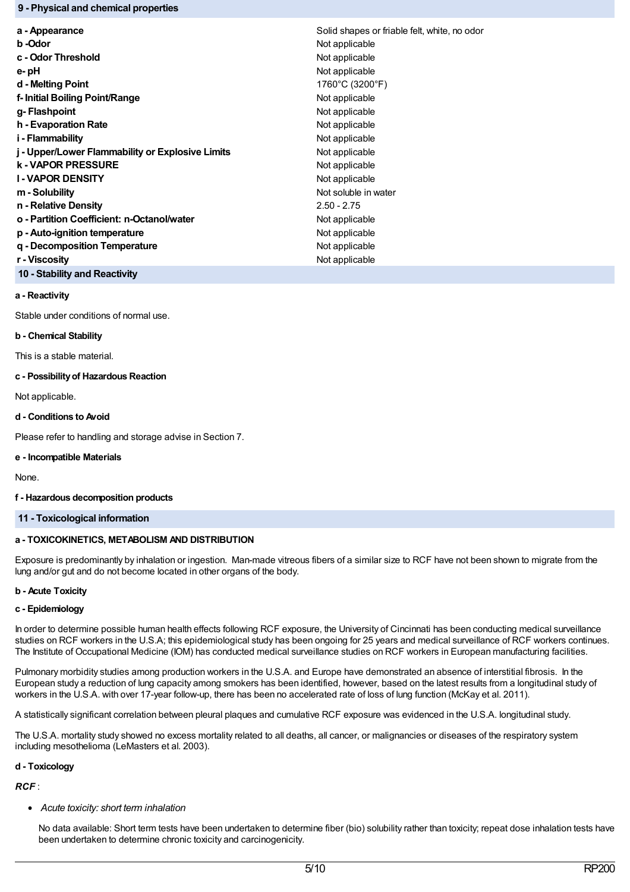## 9 - Physical and chemical properties

| | |
|---|---|
| **a - Appearance** | Solid shapes or friable felt, white, no odor |
| **b -Odor** | Not applicable |
| **c - Odor Threshold** | Not applicable |
| **e- pH** | Not applicable |
| **d - Melting Point** | 1760°C (3200°F) |
| **f- Initial Boiling Point/Range** | Not applicable |
| **g- Flashpoint** | Not applicable |
| **h - Evaporation Rate** | Not applicable |
| **i - Flammability** | Not applicable |
| **j - Upper/Lower Flammability or Explosive Limits** | Not applicable |
| **k - VAPOR PRESSURE** | Not applicable |
| **l - VAPOR DENSITY** | Not applicable |
| **m - Solubility** | Not soluble in water |
| **n - Relative Density** | 2.50 - 2.75 |
| **o - Partition Coefficient: n-Octanol/water** | Not applicable |
| **p - Auto-ignition temperature** | Not applicable |
| **q - Decomposition Temperature** | Not applicable |
| **r - Viscosity** | Not applicable |

## 10 - Stability and Reactivity

**a - Reactivity**

Stable under conditions of normal use.

**b - Chemical Stability**

This is a stable material.

**c - Possibility of Hazardous Reaction**

Not applicable.

**d - Conditions to Avoid**

Please refer to handling and storage advise in Section 7.

**e - Incompatible Materials**

None.

**f - Hazardous decomposition products**

## 11 - Toxicological information

**a - TOXICOKINETICS, METABOLISM AND DISTRIBUTION**

Exposure is predominantly by inhalation or ingestion. Man-made vitreous fibers of a similar size to RCF have not been shown to migrate from the lung and/or gut and do not become located in other organs of the body.

**b - Acute Toxicity**

**c - Epidemiology**

In order to determine possible human health effects following RCF exposure, the University of Cincinnati has been conducting medical surveillance studies on RCF workers in the U.S.A; this epidemiological study has been ongoing for 25 years and medical surveillance of RCF workers continues. The Institute of Occupational Medicine (IOM) has conducted medical surveillance studies on RCF workers in European manufacturing facilities.

Pulmonary morbidity studies among production workers in the U.S.A. and Europe have demonstrated an absence of interstitial fibrosis. In the European study a reduction of lung capacity among smokers has been identified, however, based on the latest results from a longitudinal study of workers in the U.S.A. with over 17-year follow-up, there has been no accelerated rate of loss of lung function (McKay et al. 2011).

A statistically significant correlation between pleural plaques and cumulative RCF exposure was evidenced in the U.S.A. longitudinal study.

The U.S.A. mortality study showed no excess mortality related to all deaths, all cancer, or malignancies or diseases of the respiratory system including mesothelioma (LeMasters et al. 2003).

**d - Toxicology**

***RCF*** :

- *Acute toxicity: short term inhalation*

  No data available: Short term tests have been undertaken to determine fiber (bio) solubility rather than toxicity; repeat dose inhalation tests have been undertaken to determine chronic toxicity and carcinogenicity.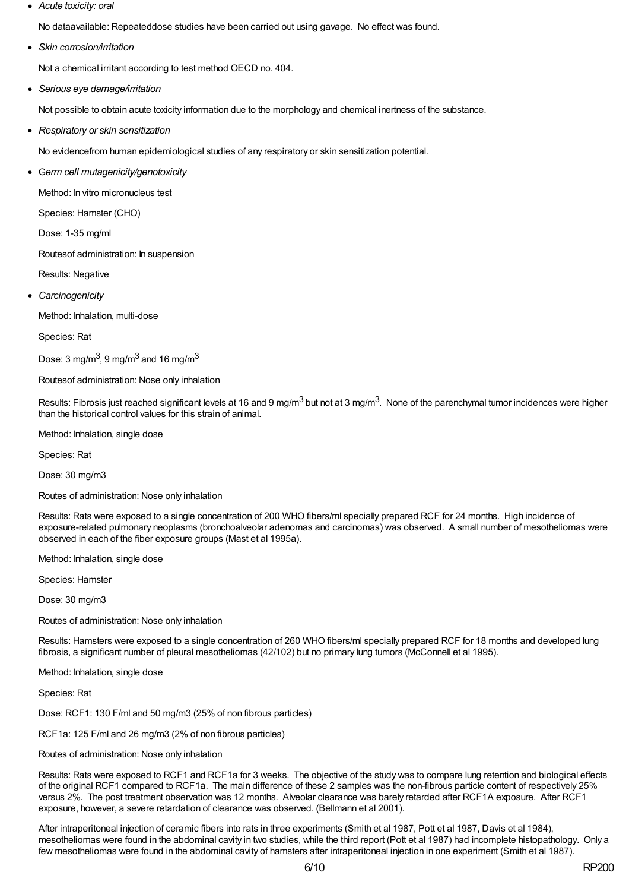- *Acute toxicity: oral*

  No dataavailable: Repeateddose studies have been carried out using gavage. No effect was found.

- *Skin corrosion/irritation*

  Not a chemical irritant according to test method OECD no. 404.

- *Serious eye damage/irritation*

  Not possible to obtain acute toxicity information due to the morphology and chemical inertness of the substance.

- *Respiratory or skin sensitization*

  No evidencefrom human epidemiological studies of any respiratory or skin sensitization potential.

- *Germ cell mutagenicity/genotoxicity*

  Method: In vitro micronucleus test

  Species: Hamster (CHO)

  Dose: 1-35 mg/ml

  Routesof administration: In suspension

  Results: Negative

- *Carcinogenicity*

  Method: Inhalation, multi-dose

  Species: Rat

  Dose: 3 mg/m$^3$, 9 mg/m$^3$ and 16 mg/m$^3$

  Routesof administration: Nose only inhalation

  Results: Fibrosis just reached significant levels at 16 and 9 mg/m$^3$ but not at 3 mg/m$^3$. None of the parenchymal tumor incidences were higher than the historical control values for this strain of animal.

  Method: Inhalation, single dose

  Species: Rat

  Dose: 30 mg/m3

  Routes of administration: Nose only inhalation

  Results: Rats were exposed to a single concentration of 200 WHO fibers/ml specially prepared RCF for 24 months. High incidence of exposure-related pulmonary neoplasms (bronchoalveolar adenomas and carcinomas) was observed. A small number of mesotheliomas were observed in each of the fiber exposure groups (Mast et al 1995a).

  Method: Inhalation, single dose

  Species: Hamster

  Dose: 30 mg/m3

  Routes of administration: Nose only inhalation

  Results: Hamsters were exposed to a single concentration of 260 WHO fibers/ml specially prepared RCF for 18 months and developed lung fibrosis, a significant number of pleural mesotheliomas (42/102) but no primary lung tumors (McConnell et al 1995).

  Method: Inhalation, single dose

  Species: Rat

  Dose: RCF1: 130 F/ml and 50 mg/m3 (25% of non fibrous particles)

  RCF1a: 125 F/ml and 26 mg/m3 (2% of non fibrous particles)

  Routes of administration: Nose only inhalation

  Results: Rats were exposed to RCF1 and RCF1a for 3 weeks. The objective of the study was to compare lung retention and biological effects of the original RCF1 compared to RCF1a. The main difference of these 2 samples was the non-fibrous particle content of respectively 25% versus 2%. The post treatment observation was 12 months. Alveolar clearance was barely retarded after RCF1A exposure. After RCF1 exposure, however, a severe retardation of clearance was observed. (Bellmann et al 2001).

  After intraperitoneal injection of ceramic fibers into rats in three experiments (Smith et al 1987, Pott et al 1987, Davis et al 1984), mesotheliomas were found in the abdominal cavity in two studies, while the third report (Pott et al 1987) had incomplete histopathology. Only a few mesotheliomas were found in the abdominal cavity of hamsters after intraperitoneal injection in one experiment (Smith et al 1987).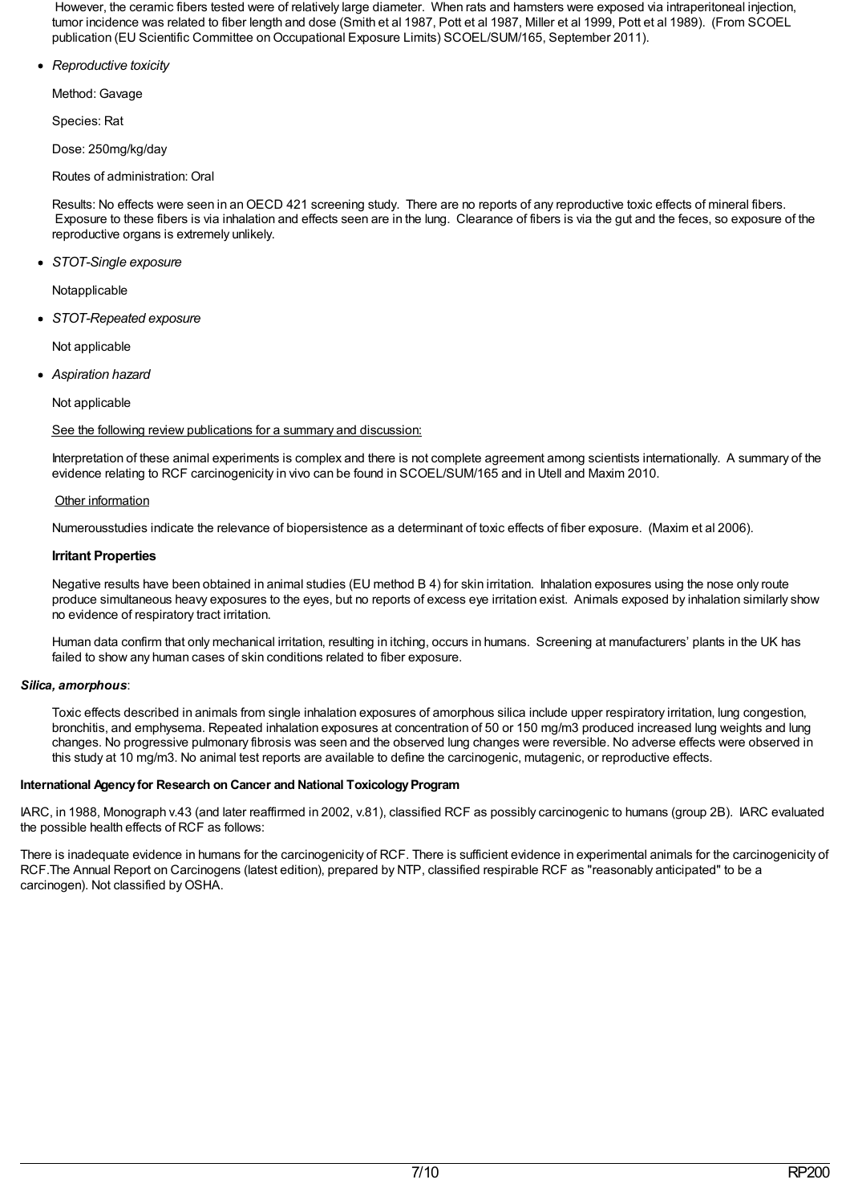However, the ceramic fibers tested were of relatively large diameter. When rats and hamsters were exposed via intraperitoneal injection, tumor incidence was related to fiber length and dose (Smith et al 1987, Pott et al 1987, Miller et al 1999, Pott et al 1989). (From SCOEL publication (EU Scientific Committee on Occupational Exposure Limits) SCOEL/SUM/165, September 2011).

- *Reproductive toxicity*

  Method: Gavage

  Species: Rat

  Dose: 250mg/kg/day

  Routes of administration: Oral

  Results: No effects were seen in an OECD 421 screening study. There are no reports of any reproductive toxic effects of mineral fibers. Exposure to these fibers is via inhalation and effects seen are in the lung. Clearance of fibers is via the gut and the feces, so exposure of the reproductive organs is extremely unlikely.

- *STOT-Single exposure*

  Notapplicable

- *STOT-Repeated exposure*

  Not applicable

- *Aspiration hazard*

  Not applicable

  See the following review publications for a summary and discussion:

  Interpretation of these animal experiments is complex and there is not complete agreement among scientists internationally. A summary of the evidence relating to RCF carcinogenicity in vivo can be found in SCOEL/SUM/165 and in Utell and Maxim 2010.

  Other information

  Numerousstudies indicate the relevance of biopersistence as a determinant of toxic effects of fiber exposure. (Maxim et al 2006).

  **Irritant Properties**

  Negative results have been obtained in animal studies (EU method B 4) for skin irritation. Inhalation exposures using the nose only route produce simultaneous heavy exposures to the eyes, but no reports of excess eye irritation exist. Animals exposed by inhalation similarly show no evidence of respiratory tract irritation.

  Human data confirm that only mechanical irritation, resulting in itching, occurs in humans. Screening at manufacturers' plants in the UK has failed to show any human cases of skin conditions related to fiber exposure.

***Silica, amorphous***:

Toxic effects described in animals from single inhalation exposures of amorphous silica include upper respiratory irritation, lung congestion, bronchitis, and emphysema. Repeated inhalation exposures at concentration of 50 or 150 mg/m3 produced increased lung weights and lung changes. No progressive pulmonary fibrosis was seen and the observed lung changes were reversible. No adverse effects were observed in this study at 10 mg/m3. No animal test reports are available to define the carcinogenic, mutagenic, or reproductive effects.

**International Agency for Research on Cancer and National Toxicology Program**

IARC, in 1988, Monograph v.43 (and later reaffirmed in 2002, v.81), classified RCF as possibly carcinogenic to humans (group 2B). IARC evaluated the possible health effects of RCF as follows:

There is inadequate evidence in humans for the carcinogenicity of RCF. There is sufficient evidence in experimental animals for the carcinogenicity of RCF.The Annual Report on Carcinogens (latest edition), prepared by NTP, classified respirable RCF as "reasonably anticipated" to be a carcinogen). Not classified by OSHA.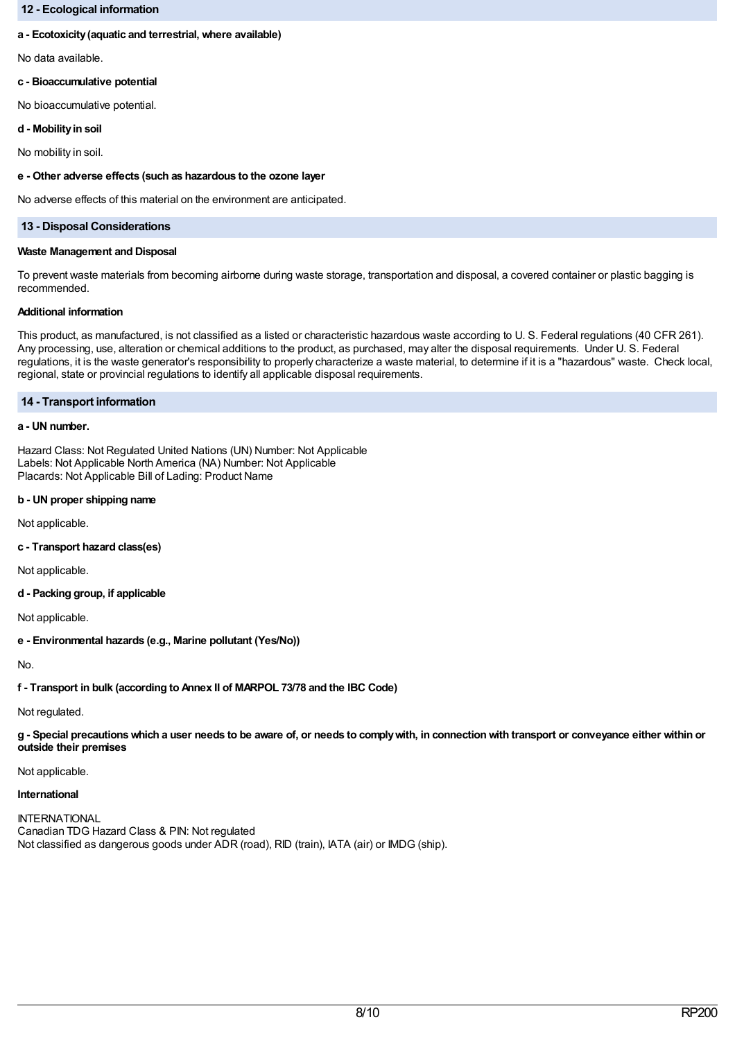## 12 - Ecological information

**a - Ecotoxicity (aquatic and terrestrial, where available)**

No data available.

**c - Bioaccumulative potential**

No bioaccumulative potential.

**d - Mobility in soil**

No mobility in soil.

**e - Other adverse effects (such as hazardous to the ozone layer**

No adverse effects of this material on the environment are anticipated.

## 13 - Disposal Considerations

**Waste Management and Disposal**

To prevent waste materials from becoming airborne during waste storage, transportation and disposal, a covered container or plastic bagging is recommended.

**Additional information**

This product, as manufactured, is not classified as a listed or characteristic hazardous waste according to U. S. Federal regulations (40 CFR 261). Any processing, use, alteration or chemical additions to the product, as purchased, may alter the disposal requirements. Under U. S. Federal regulations, it is the waste generator's responsibility to properly characterize a waste material, to determine if it is a "hazardous" waste. Check local, regional, state or provincial regulations to identify all applicable disposal requirements.

## 14 - Transport information

**a - UN number.**

Hazard Class: Not Regulated United Nations (UN) Number: Not Applicable
Labels: Not Applicable North America (NA) Number: Not Applicable
Placards: Not Applicable Bill of Lading: Product Name

**b - UN proper shipping name**

Not applicable.

**c - Transport hazard class(es)**

Not applicable.

**d - Packing group, if applicable**

Not applicable.

**e - Environmental hazards (e.g., Marine pollutant (Yes/No))**

No.

**f - Transport in bulk (according to Annex II of MARPOL 73/78 and the IBC Code)**

Not regulated.

**g - Special precautions which a user needs to be aware of, or needs to comply with, in connection with transport or conveyance either within or outside their premises**

Not applicable.

**International**

INTERNATIONAL
Canadian TDG Hazard Class & PIN: Not regulated
Not classified as dangerous goods under ADR (road), RID (train), IATA (air) or IMDG (ship).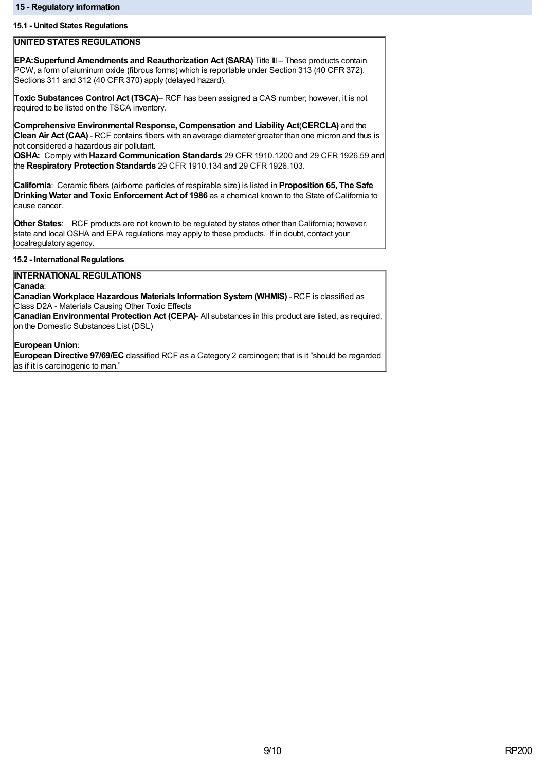## 15 - Regulatory information

### 15.1 - United States Regulations

**UNITED STATES REGULATIONS**

**EPA:Superfund Amendments and Reauthorization Act (SARA)** Title III – These products contain PCW, a form of aluminum oxide (fibrous forms) which is reportable under Section 313 (40 CFR 372). Sections 311 and 312 (40 CFR 370) apply (delayed hazard).

**Toxic Substances Control Act (TSCA)**– RCF has been assigned a CAS number; however, it is not required to be listed on the TSCA inventory.

**Comprehensive Environmental Response, Compensation and Liability Act**(**CERCLA)** and the **Clean Air Act (CAA)** - RCF contains fibers with an average diameter greater than one micron and thus is not considered a hazardous air pollutant.
**OSHA:** Comply with **Hazard Communication Standards** 29 CFR 1910.1200 and 29 CFR 1926.59 and the **Respiratory Protection Standards** 29 CFR 1910.134 and 29 CFR 1926.103.

**California**: Ceramic fibers (airborne particles of respirable size) is listed in **Proposition 65, The Safe Drinking Water and Toxic Enforcement Act of 1986** as a chemical known to the State of California to cause cancer.

**Other States**: RCF products are not known to be regulated by states other than California; however, state and local OSHA and EPA regulations may apply to these products. If in doubt, contact your localregulatory agency.

### 15.2 - International Regulations

**INTERNATIONAL REGULATIONS**
**Canada**:
**Canadian Workplace Hazardous Materials Information System (WHMIS)** - RCF is classified as Class D2A - Materials Causing Other Toxic Effects
**Canadian Environmental Protection Act (CEPA)**- All substances in this product are listed, as required, on the Domestic Substances List (DSL)

**European Union**:
**European Directive 97/69/EC** classified RCF as a Category 2 carcinogen; that is it "should be regarded as if it is carcinogenic to man."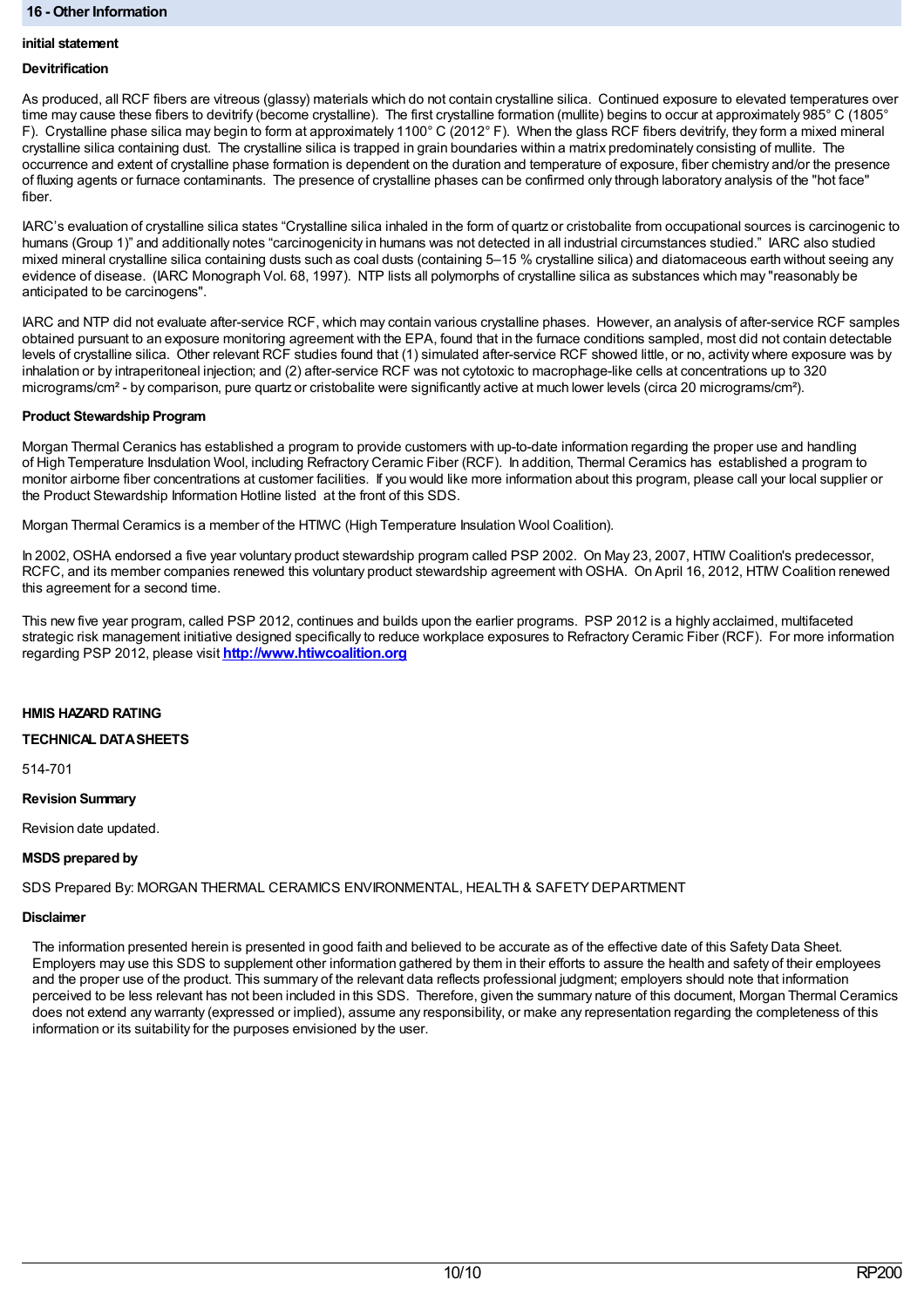## 16 - Other Information

**initial statement**

**Devitrification**

As produced, all RCF fibers are vitreous (glassy) materials which do not contain crystalline silica. Continued exposure to elevated temperatures over time may cause these fibers to devitrify (become crystalline). The first crystalline formation (mullite) begins to occur at approximately 985° C (1805° F). Crystalline phase silica may begin to form at approximately 1100° C (2012° F). When the glass RCF fibers devitrify, they form a mixed mineral crystalline silica containing dust. The crystalline silica is trapped in grain boundaries within a matrix predominately consisting of mullite. The occurrence and extent of crystalline phase formation is dependent on the duration and temperature of exposure, fiber chemistry and/or the presence of fluxing agents or furnace contaminants. The presence of crystalline phases can be confirmed only through laboratory analysis of the "hot face" fiber.

IARC's evaluation of crystalline silica states "Crystalline silica inhaled in the form of quartz or cristobalite from occupational sources is carcinogenic to humans (Group 1)" and additionally notes "carcinogenicity in humans was not detected in all industrial circumstances studied." IARC also studied mixed mineral crystalline silica containing dusts such as coal dusts (containing 5–15 % crystalline silica) and diatomaceous earth without seeing any evidence of disease. (IARC Monograph Vol. 68, 1997). NTP lists all polymorphs of crystalline silica as substances which may "reasonably be anticipated to be carcinogens".

IARC and NTP did not evaluate after-service RCF, which may contain various crystalline phases. However, an analysis of after-service RCF samples obtained pursuant to an exposure monitoring agreement with the EPA, found that in the furnace conditions sampled, most did not contain detectable levels of crystalline silica. Other relevant RCF studies found that (1) simulated after-service RCF showed little, or no, activity where exposure was by inhalation or by intraperitoneal injection; and (2) after-service RCF was not cytotoxic to macrophage-like cells at concentrations up to 320 micrograms/cm² - by comparison, pure quartz or cristobalite were significantly active at much lower levels (circa 20 micrograms/cm²).

**Product Stewardship Program**

Morgan Thermal Ceranics has established a program to provide customers with up-to-date information regarding the proper use and handling of High Temperature Insdulation Wool, including Refractory Ceramic Fiber (RCF). In addition, Thermal Ceramics has established a program to monitor airborne fiber concentrations at customer facilities. If you would like more information about this program, please call your local supplier or the Product Stewardship Information Hotline listed at the front of this SDS.

Morgan Thermal Ceramics is a member of the HTIWC (High Temperature Insulation Wool Coalition).

In 2002, OSHA endorsed a five year voluntary product stewardship program called PSP 2002. On May 23, 2007, HTIW Coalition's predecessor, RCFC, and its member companies renewed this voluntary product stewardship agreement with OSHA. On April 16, 2012, HTIW Coalition renewed this agreement for a second time.

This new five year program, called PSP 2012, continues and builds upon the earlier programs. PSP 2012 is a highly acclaimed, multifaceted strategic risk management initiative designed specifically to reduce workplace exposures to Refractory Ceramic Fiber (RCF). For more information regarding PSP 2012, please visit [http://www.htiwcoalition.org](http://www.htiwcoalition.org)

**HMIS HAZARD RATING**

**TECHNICAL DATA SHEETS**

514-701

**Revision Summary**

Revision date updated.

**MSDS prepared by**

SDS Prepared By: MORGAN THERMAL CERAMICS ENVIRONMENTAL, HEALTH & SAFETY DEPARTMENT

**Disclaimer**

The information presented herein is presented in good faith and believed to be accurate as of the effective date of this Safety Data Sheet. Employers may use this SDS to supplement other information gathered by them in their efforts to assure the health and safety of their employees and the proper use of the product. This summary of the relevant data reflects professional judgment; employers should note that information perceived to be less relevant has not been included in this SDS. Therefore, given the summary nature of this document, Morgan Thermal Ceramics does not extend any warranty (expressed or implied), assume any responsibility, or make any representation regarding the completeness of this information or its suitability for the purposes envisioned by the user.